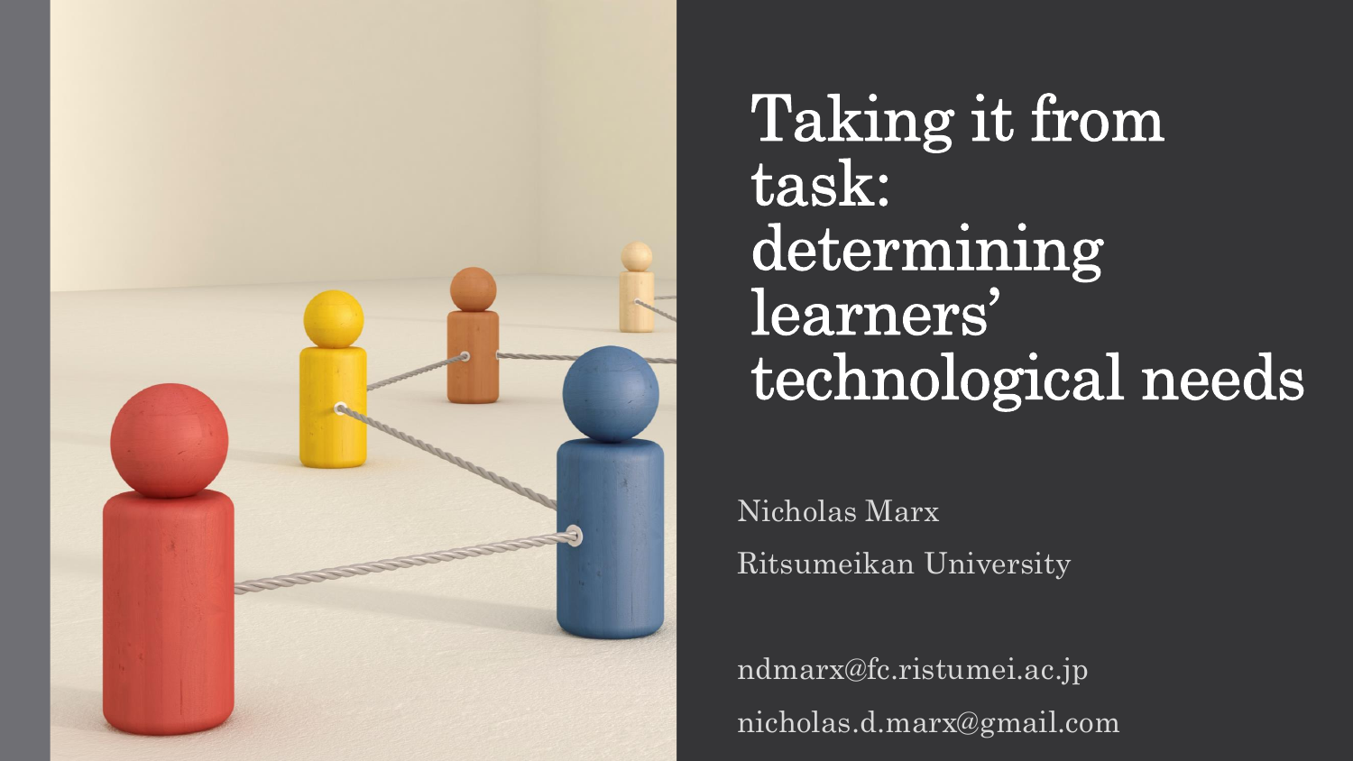# Taking it from task: determining learners' technological needs

Nicholas Marx

Ritsumeikan University

ndmarx@fc.ristumei.ac.jp

nicholas.d.marx@gmail.com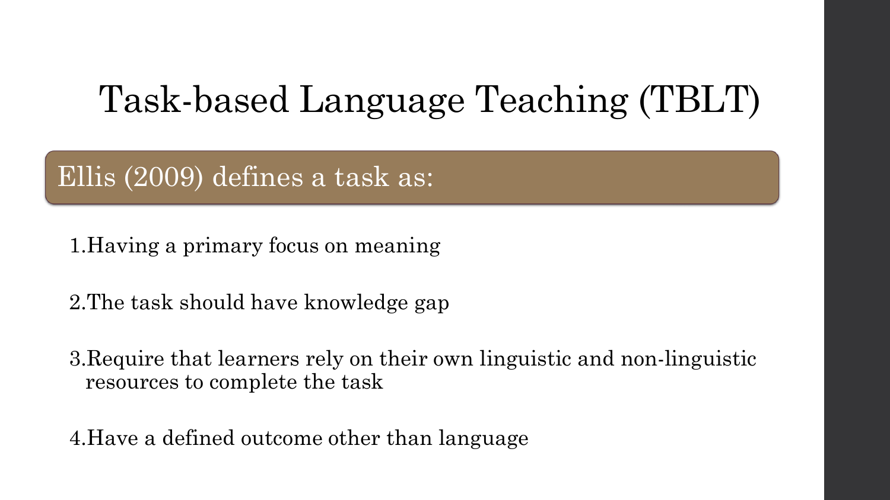# Task-based Language Teaching (TBLT)

## Ellis (2009) defines a task as:

1. Having a primary focus on meaning

2. The task should have knowledge gap

3. Require that learners rely on their own linguistic and non-linguistic resources to complete the task

4. Have a defined outcome other than language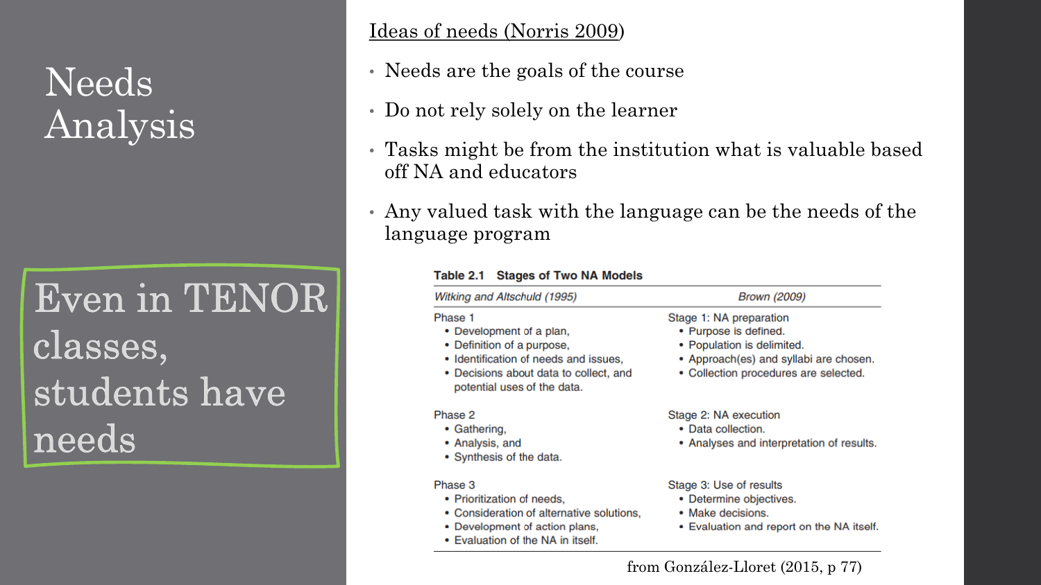# Needs Analysis

Even in TENOR classes, students have needs

Ideas of needs (Norris 2009)

- Needs are the goals of the course
- Do not rely solely on the learner
- Tasks might be from the institution what is valuable based off NA and educators
- Any valued task with the language can be the needs of the language program

**Table 2.1 Stages of Two NA Models**

| *Witking and Altschuld (1995)* | *Brown (2009)* |
|---|---|
| Phase 1<br>• Development of a plan,<br>• Definition of a purpose,<br>• Identification of needs and issues,<br>• Decisions about data to collect, and potential uses of the data. | Stage 1: NA preparation<br>• Purpose is defined.<br>• Population is delimited.<br>• Approach(es) and syllabi are chosen.<br>• Collection procedures are selected. |
| Phase 2<br>• Gathering,<br>• Analysis, and<br>• Synthesis of the data. | Stage 2: NA execution<br>• Data collection.<br>• Analyses and interpretation of results. |
| Phase 3<br>• Prioritization of needs,<br>• Consideration of alternative solutions,<br>• Development of action plans,<br>• Evaluation of the NA in itself. | Stage 3: Use of results<br>• Determine objectives.<br>• Make decisions.<br>• Evaluation and report on the NA itself. |

from González-Lloret (2015, p 77)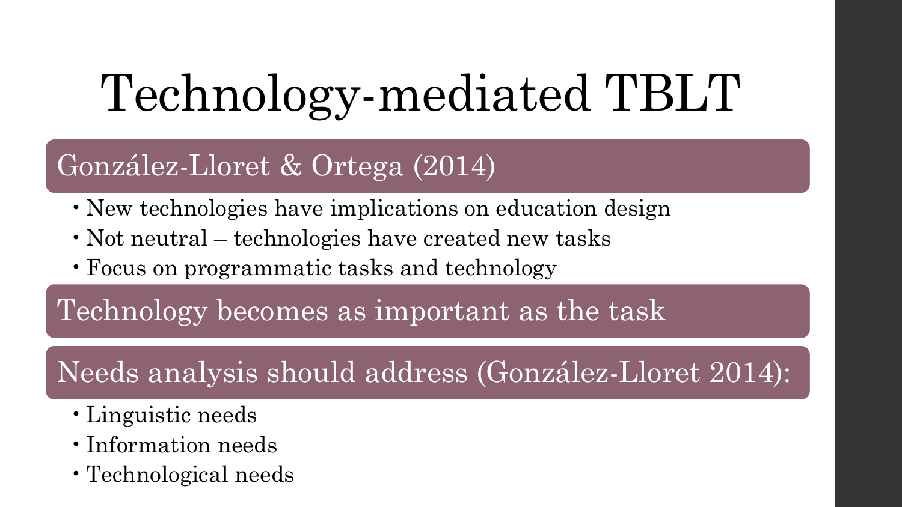# Technology-mediated TBLT

## González-Lloret & Ortega (2014)

- New technologies have implications on education design
- Not neutral – technologies have created new tasks
- Focus on programmatic tasks and technology

## Technology becomes as important as the task

## Needs analysis should address (González-Lloret 2014):

- Linguistic needs
- Information needs
- Technological needs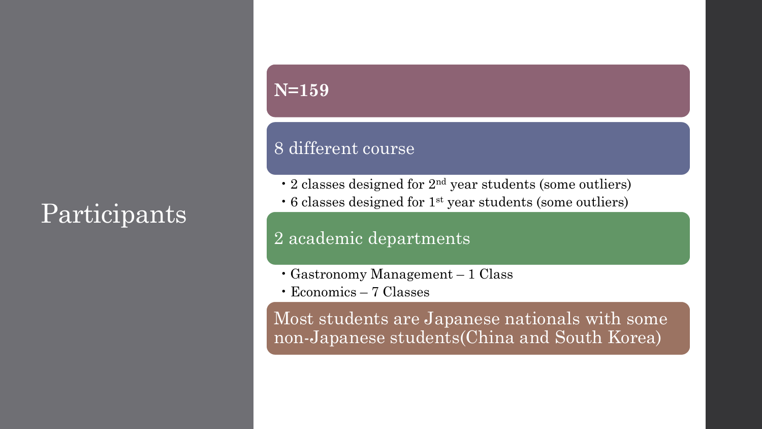# Participants

**N=159**

8 different course

- 2 classes designed for 2nd year students (some outliers)
- 6 classes designed for 1st year students (some outliers)

2 academic departments

- Gastronomy Management – 1 Class
- Economics – 7 Classes

Most students are Japanese nationals with some non-Japanese students(China and South Korea)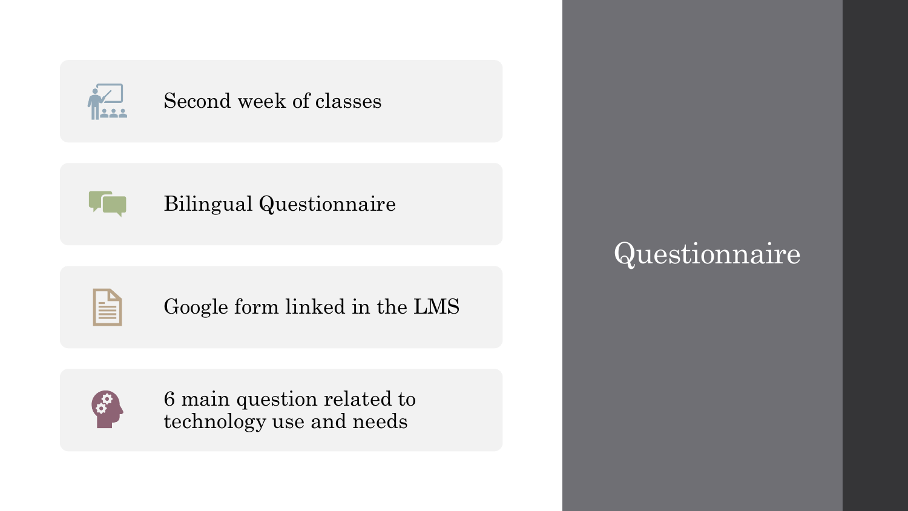# Questionnaire

- Second week of classes
- Bilingual Questionnaire
- Google form linked in the LMS
- 6 main question related to technology use and needs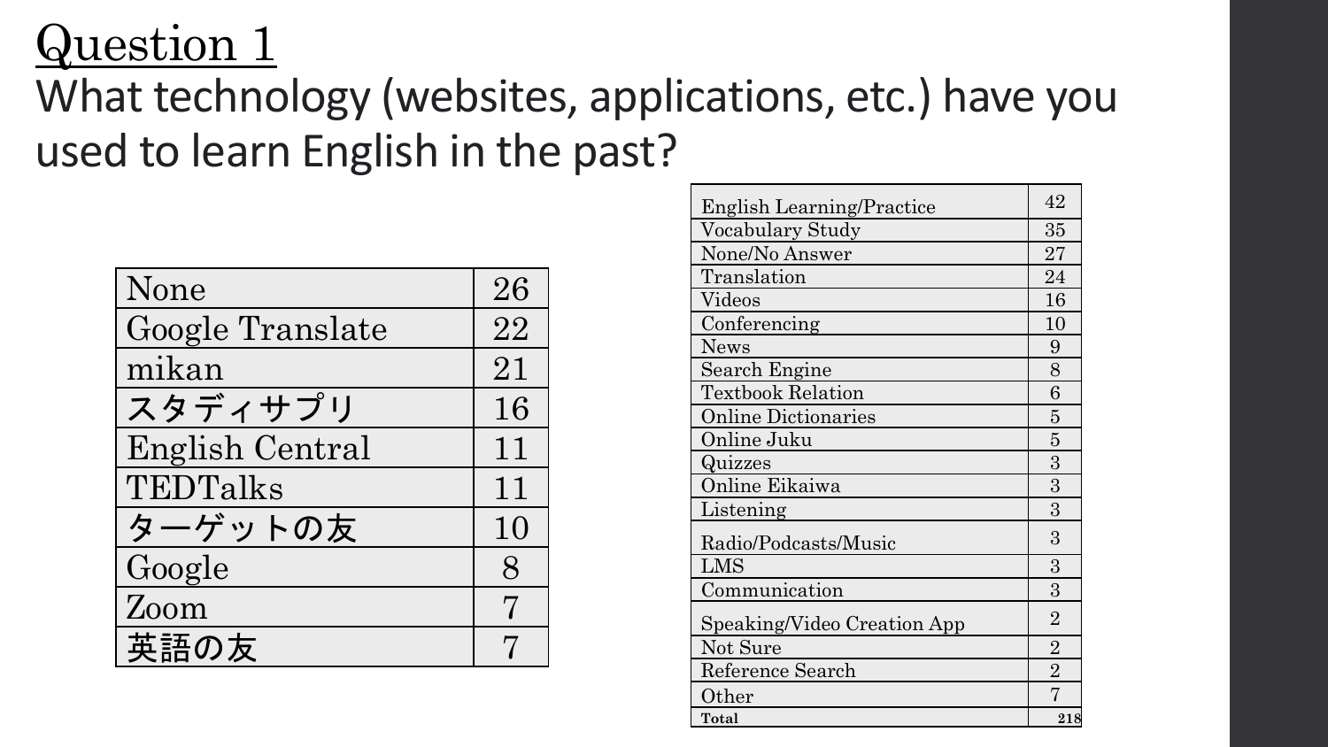# Question 1

## What technology (websites, applications, etc.) have you used to learn English in the past?

| | |
|---|---|
| None | 26 |
| Google Translate | 22 |
| mikan | 21 |
| スタディサプリ | 16 |
| English Central | 11 |
| TEDTalks | 11 |
| ターゲットの友 | 10 |
| Google | 8 |
| Zoom | 7 |
| 英語の友 | 7 |

| | |
|---|---|
| English Learning/Practice | 42 |
| Vocabulary Study | 35 |
| None/No Answer | 27 |
| Translation | 24 |
| Videos | 16 |
| Conferencing | 10 |
| News | 9 |
| Search Engine | 8 |
| Textbook Relation | 6 |
| Online Dictionaries | 5 |
| Online Juku | 5 |
| Quizzes | 3 |
| Online Eikaiwa | 3 |
| Listening | 3 |
| Radio/Podcasts/Music | 3 |
| LMS | 3 |
| Communication | 3 |
| Speaking/Video Creation App | 2 |
| Not Sure | 2 |
| Reference Search | 2 |
| Other | 7 |
| **Total** | **218** |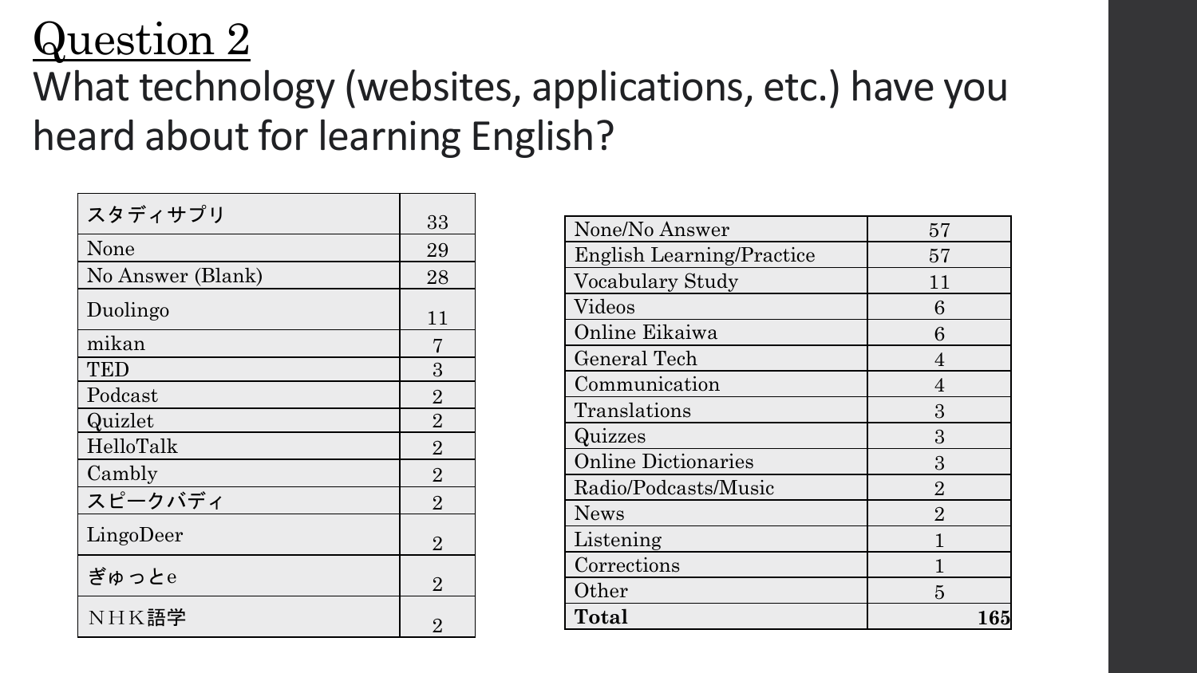# Question 2

What technology (websites, applications, etc.) have you heard about for learning English?

| | |
|---|---|
| スタディサプリ | 33 |
| None | 29 |
| No Answer (Blank) | 28 |
| Duolingo | 11 |
| mikan | 7 |
| TED | 3 |
| Podcast | 2 |
| Quizlet | 2 |
| HelloTalk | 2 |
| Cambly | 2 |
| スピークバディ | 2 |
| LingoDeer | 2 |
| ぎゅっとe | 2 |
| ＮＨＫ語学 | 2 |

| | |
|---|---|
| None/No Answer | 57 |
| English Learning/Practice | 57 |
| Vocabulary Study | 11 |
| Videos | 6 |
| Online Eikaiwa | 6 |
| General Tech | 4 |
| Communication | 4 |
| Translations | 3 |
| Quizzes | 3 |
| Online Dictionaries | 3 |
| Radio/Podcasts/Music | 2 |
| News | 2 |
| Listening | 1 |
| Corrections | 1 |
| Other | 5 |
| **Total** | **165** |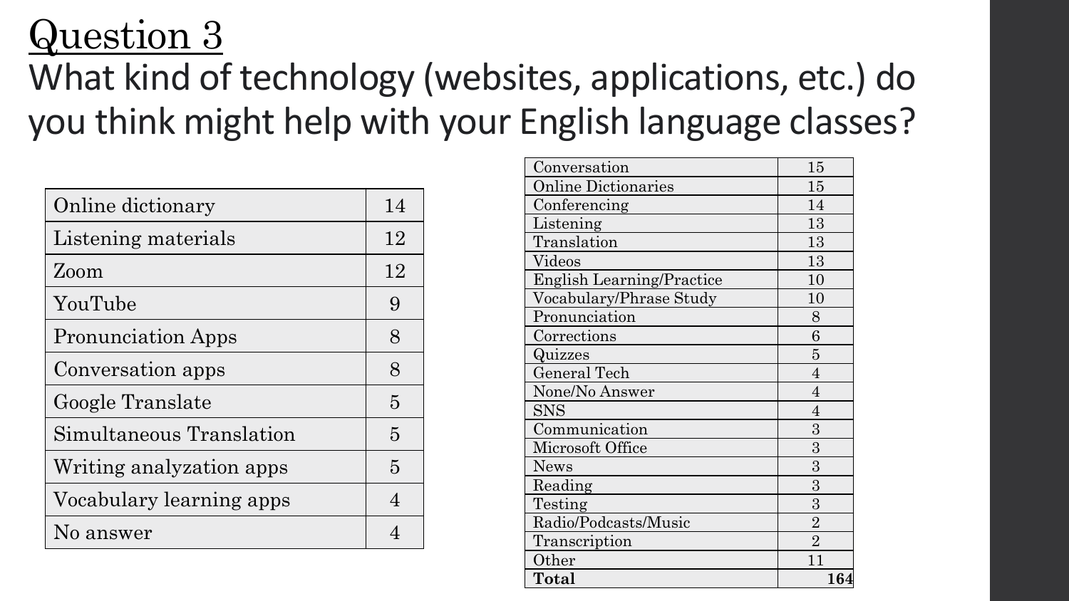# Question 3

What kind of technology (websites, applications, etc.) do you think might help with your English language classes?

| Online dictionary | 14 |
|---|---|
| Listening materials | 12 |
| Zoom | 12 |
| YouTube | 9 |
| Pronunciation Apps | 8 |
| Conversation apps | 8 |
| Google Translate | 5 |
| Simultaneous Translation | 5 |
| Writing analyzation apps | 5 |
| Vocabulary learning apps | 4 |
| No answer | 4 |

| Conversation | 15 |
|---|---|
| Online Dictionaries | 15 |
| Conferencing | 14 |
| Listening | 13 |
| Translation | 13 |
| Videos | 13 |
| English Learning/Practice | 10 |
| Vocabulary/Phrase Study | 10 |
| Pronunciation | 8 |
| Corrections | 6 |
| Quizzes | 5 |
| General Tech | 4 |
| None/No Answer | 4 |
| SNS | 4 |
| Communication | 3 |
| Microsoft Office | 3 |
| News | 3 |
| Reading | 3 |
| Testing | 3 |
| Radio/Podcasts/Music | 2 |
| Transcription | 2 |
| Other | 11 |
| **Total** | **164** |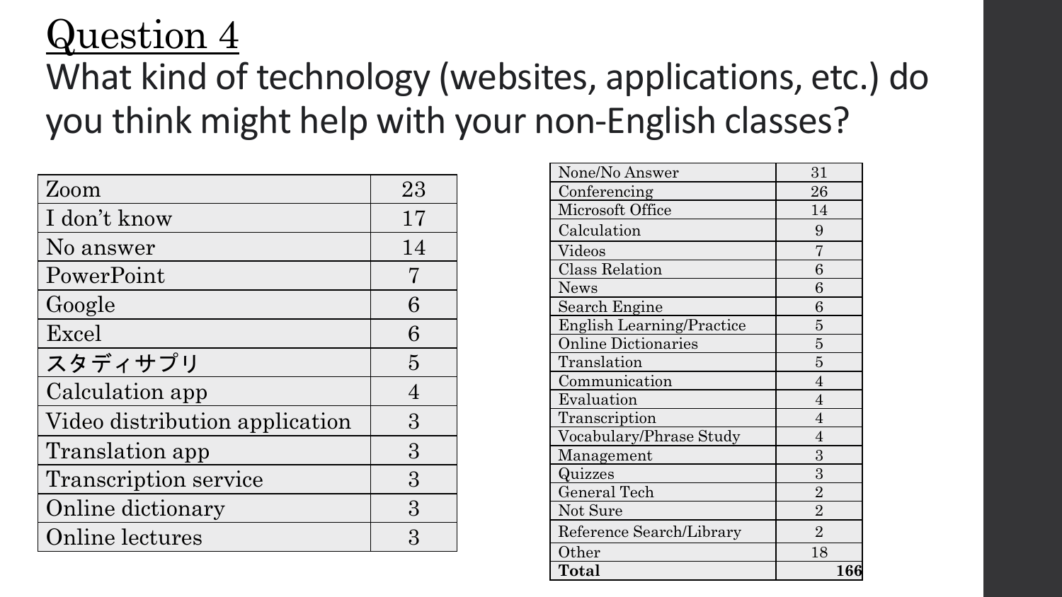# Question 4

What kind of technology (websites, applications, etc.) do you think might help with your non-English classes?

| Zoom | 23 |
|---|---|
| I don't know | 17 |
| No answer | 14 |
| PowerPoint | 7 |
| Google | 6 |
| Excel | 6 |
| スタディサプリ | 5 |
| Calculation app | 4 |
| Video distribution application | 3 |
| Translation app | 3 |
| Transcription service | 3 |
| Online dictionary | 3 |
| Online lectures | 3 |

| None/No Answer | 31 |
|---|---|
| Conferencing | 26 |
| Microsoft Office | 14 |
| Calculation | 9 |
| Videos | 7 |
| Class Relation | 6 |
| News | 6 |
| Search Engine | 6 |
| English Learning/Practice | 5 |
| Online Dictionaries | 5 |
| Translation | 5 |
| Communication | 4 |
| Evaluation | 4 |
| Transcription | 4 |
| Vocabulary/Phrase Study | 4 |
| Management | 3 |
| Quizzes | 3 |
| General Tech | 2 |
| Not Sure | 2 |
| Reference Search/Library | 2 |
| Other | 18 |
| **Total** | **166** |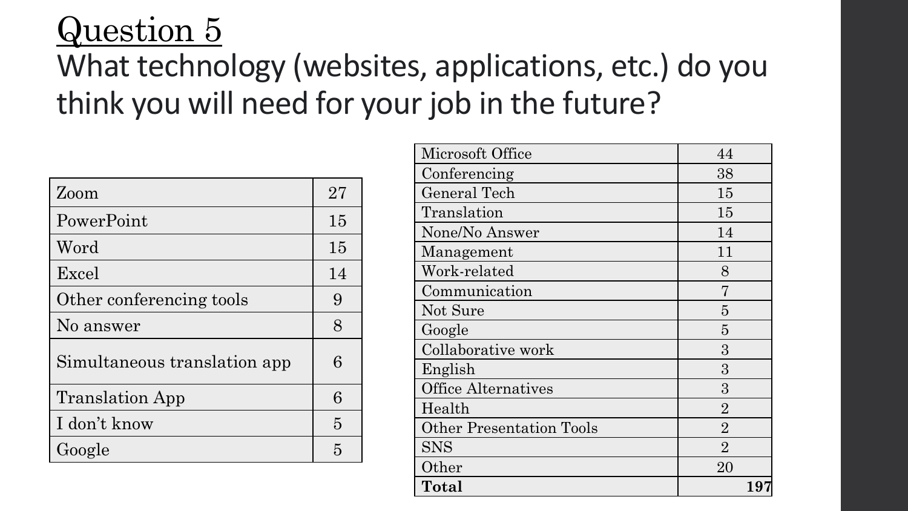# Question 5

What technology (websites, applications, etc.) do you think you will need for your job in the future?

| | |
|---|---|
| Zoom | 27 |
| PowerPoint | 15 |
| Word | 15 |
| Excel | 14 |
| Other conferencing tools | 9 |
| No answer | 8 |
| Simultaneous translation app | 6 |
| Translation App | 6 |
| I don't know | 5 |
| Google | 5 |

| | |
|---|---|
| Microsoft Office | 44 |
| Conferencing | 38 |
| General Tech | 15 |
| Translation | 15 |
| None/No Answer | 14 |
| Management | 11 |
| Work-related | 8 |
| Communication | 7 |
| Not Sure | 5 |
| Google | 5 |
| Collaborative work | 3 |
| English | 3 |
| Office Alternatives | 3 |
| Health | 2 |
| Other Presentation Tools | 2 |
| SNS | 2 |
| Other | 20 |
| **Total** | **197** |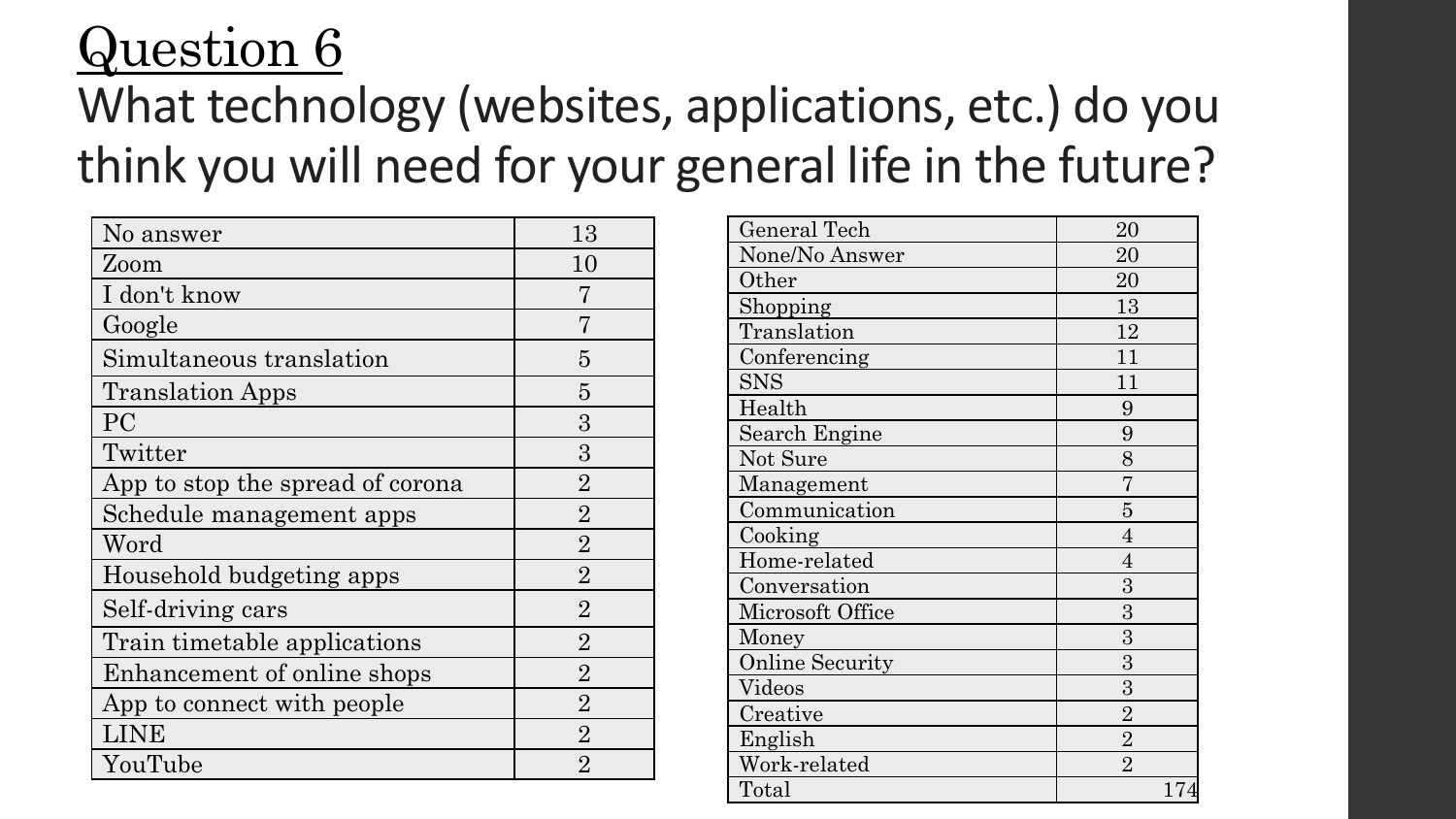# Question 6

What technology (websites, applications, etc.) do you think you will need for your general life in the future?

| No answer | 13 |
|---|---|
| Zoom | 10 |
| I don't know | 7 |
| Google | 7 |
| Simultaneous translation | 5 |
| Translation Apps | 5 |
| PC | 3 |
| Twitter | 3 |
| App to stop the spread of corona | 2 |
| Schedule management apps | 2 |
| Word | 2 |
| Household budgeting apps | 2 |
| Self-driving cars | 2 |
| Train timetable applications | 2 |
| Enhancement of online shops | 2 |
| App to connect with people | 2 |
| LINE | 2 |
| YouTube | 2 |

| General Tech | 20 |
|---|---|
| None/No Answer | 20 |
| Other | 20 |
| Shopping | 13 |
| Translation | 12 |
| Conferencing | 11 |
| SNS | 11 |
| Health | 9 |
| Search Engine | 9 |
| Not Sure | 8 |
| Management | 7 |
| Communication | 5 |
| Cooking | 4 |
| Home-related | 4 |
| Conversation | 3 |
| Microsoft Office | 3 |
| Money | 3 |
| Online Security | 3 |
| Videos | 3 |
| Creative | 2 |
| English | 2 |
| Work-related | 2 |
| Total | 174 |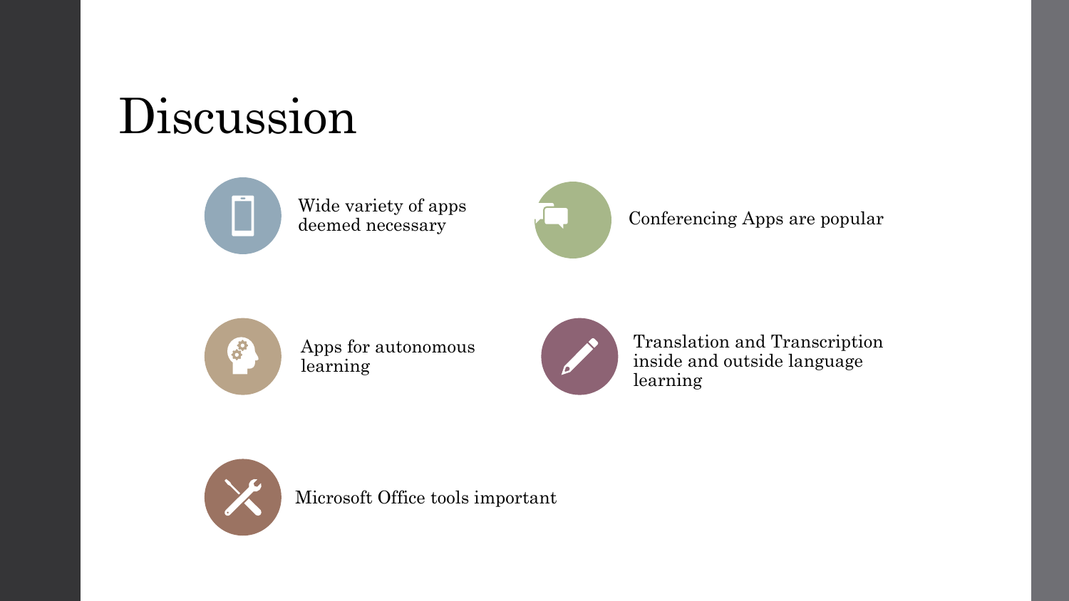# Discussion

- Wide variety of apps deemed necessary
- Conferencing Apps are popular
- Apps for autonomous learning
- Translation and Transcription inside and outside language learning
- Microsoft Office tools important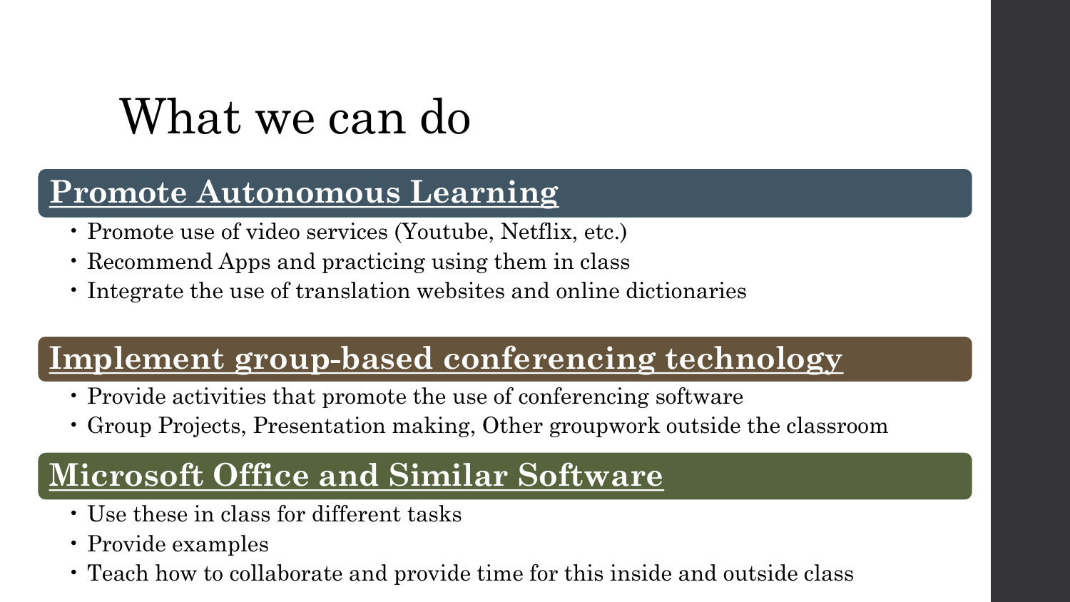# What we can do

## Promote Autonomous Learning

- Promote use of video services (Youtube, Netflix, etc.)
- Recommend Apps and practicing using them in class
- Integrate the use of translation websites and online dictionaries

## Implement group-based conferencing technology

- Provide activities that promote the use of conferencing software
- Group Projects, Presentation making, Other groupwork outside the classroom

## Microsoft Office and Similar Software

- Use these in class for different tasks
- Provide examples
- Teach how to collaborate and provide time for this inside and outside class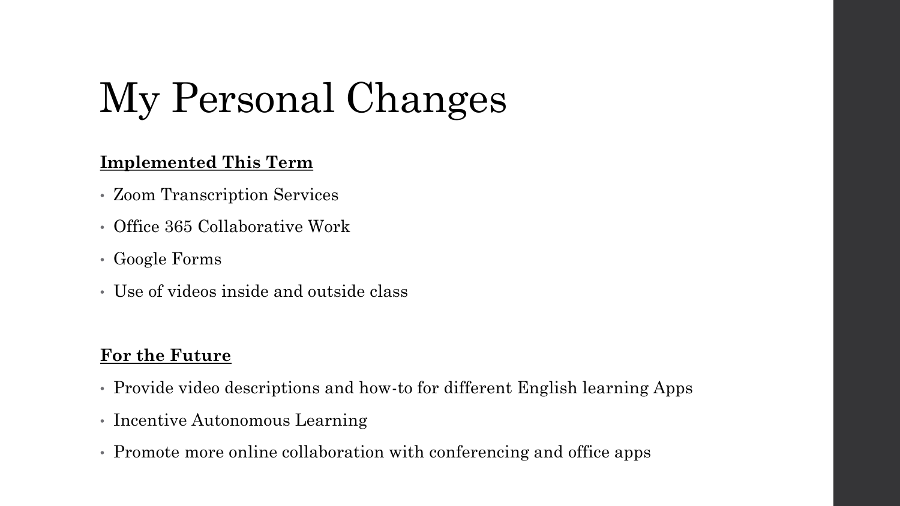# My Personal Changes

**Implemented This Term**

- Zoom Transcription Services
- Office 365 Collaborative Work
- Google Forms
- Use of videos inside and outside class

**For the Future**

- Provide video descriptions and how-to for different English learning Apps
- Incentive Autonomous Learning
- Promote more online collaboration with conferencing and office apps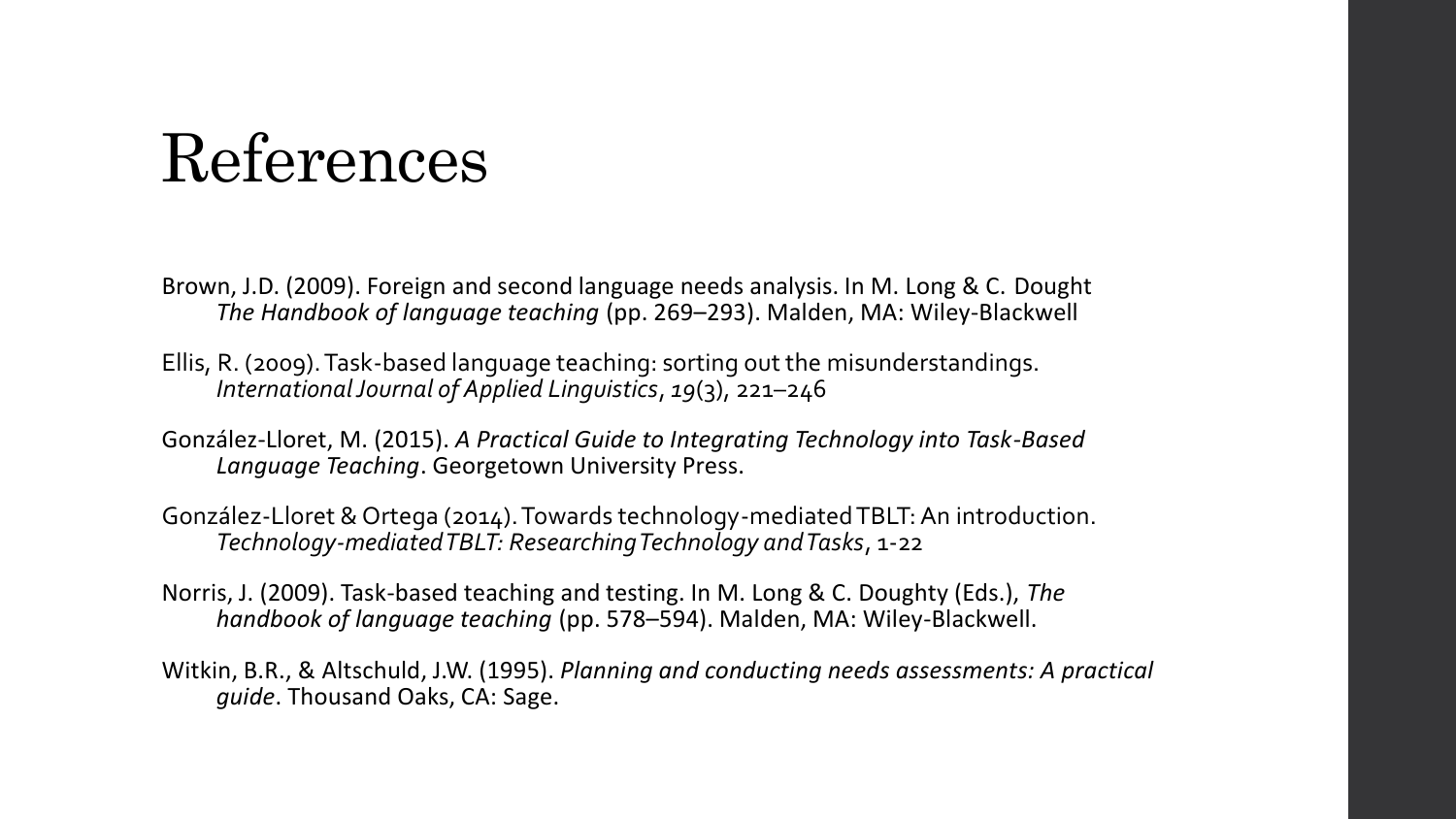# References

Brown, J.D. (2009). Foreign and second language needs analysis. In M. Long & C. Dought *The Handbook of language teaching* (pp. 269–293). Malden, MA: Wiley-Blackwell

Ellis, R. (2009). Task-based language teaching: sorting out the misunderstandings. *International Journal of Applied Linguistics*, *19*(3), 221–246

González-Lloret, M. (2015). *A Practical Guide to Integrating Technology into Task-Based Language Teaching*. Georgetown University Press.

González-Lloret & Ortega (2014). Towards technology-mediated TBLT: An introduction. *Technology-mediated TBLT: Researching Technology and Tasks*, 1-22

Norris, J. (2009). Task-based teaching and testing. In M. Long & C. Doughty (Eds.), *The handbook of language teaching* (pp. 578–594). Malden, MA: Wiley-Blackwell.

Witkin, B.R., & Altschuld, J.W. (1995). *Planning and conducting needs assessments: A practical guide*. Thousand Oaks, CA: Sage.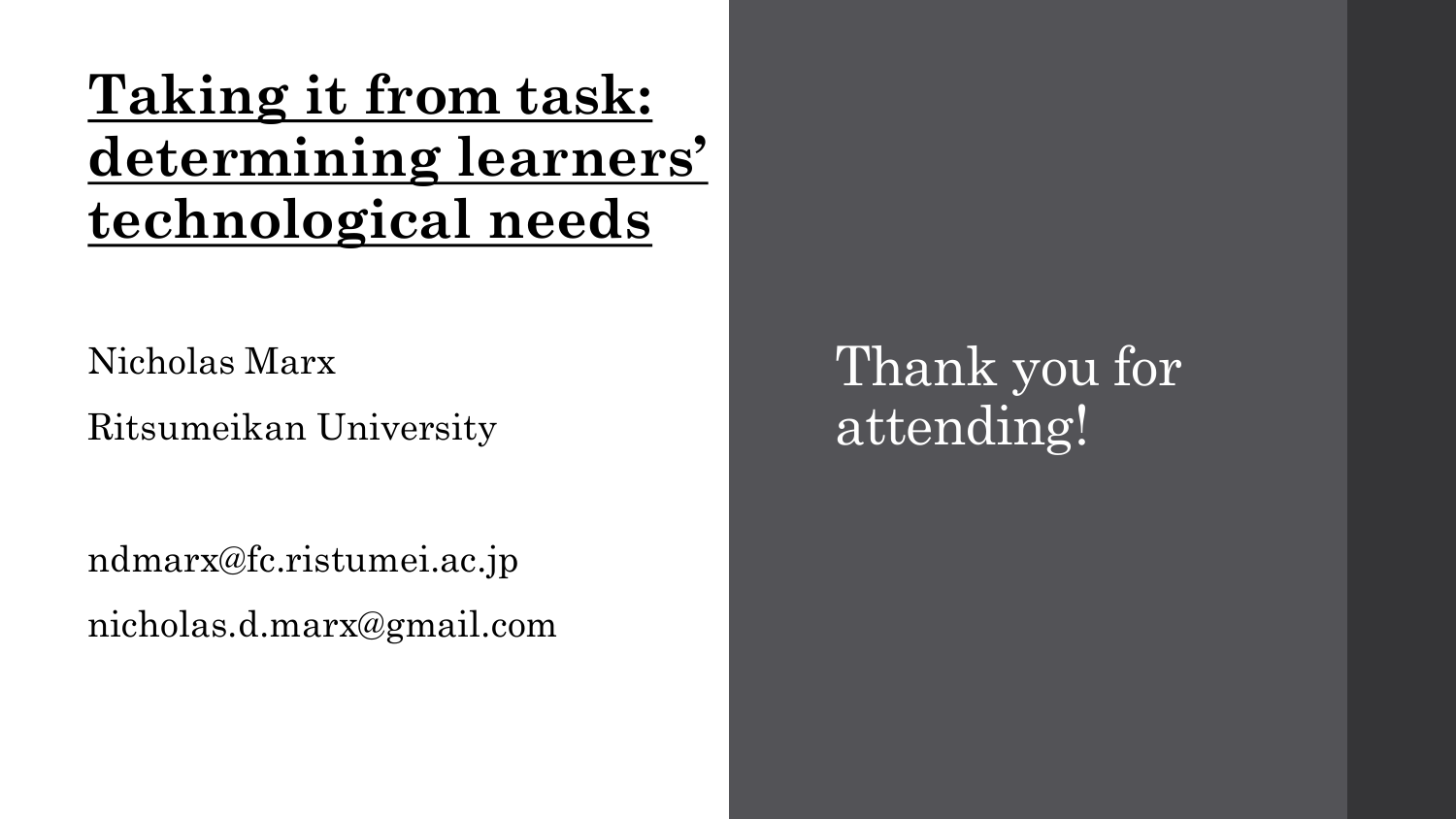# Taking it from task: determining learners' technological needs

Nicholas Marx

Ritsumeikan University

ndmarx@fc.ristumei.ac.jp

nicholas.d.marx@gmail.com

Thank you for attending!